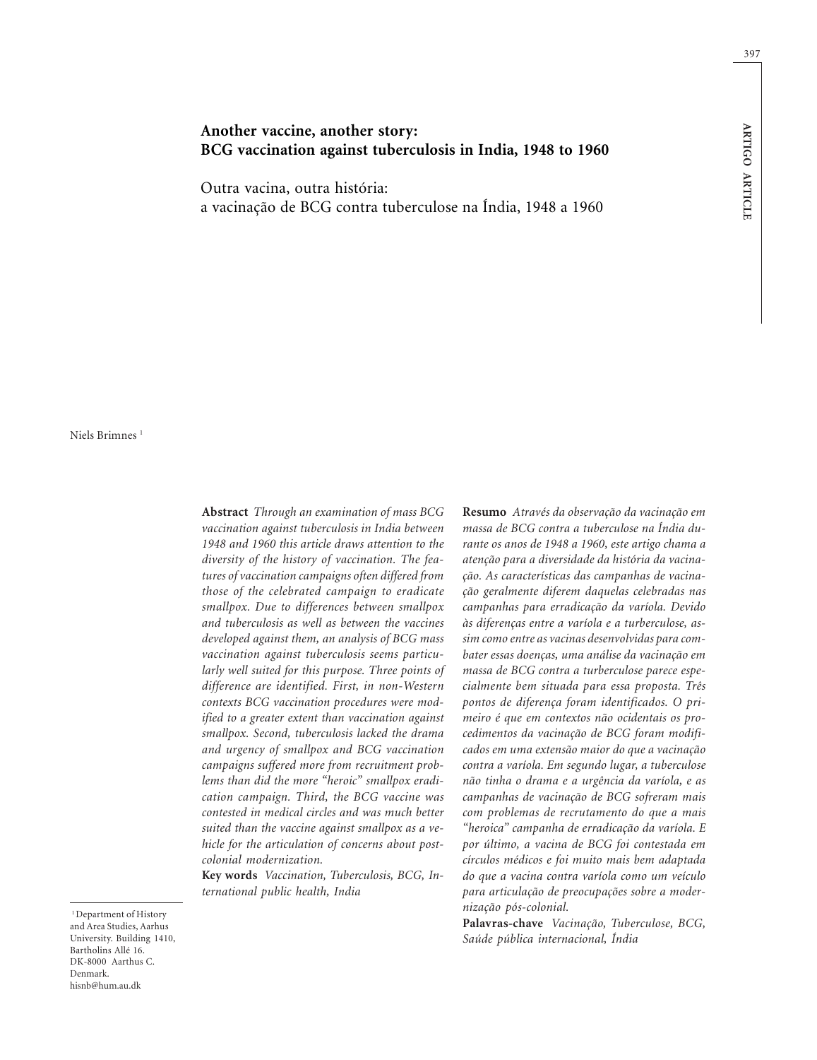# Another vaccine, another story: BCG vaccination against tuberculosis in India, 1948 to 1960

## Outra vacina, outra história: a vacinação de BCG contra tuberculose na Índia, 1948 a 1960

Niels Brimnes [1]

**Abstract** *Through an examination of mass BCG vaccination against tuberculosis in India between 1948 and 1960 this article draws attention to the diversity of the history of vaccination. The features of vaccination campaigns often differed from those of the celebrated campaign to eradicate smallpox. Due to differences between smallpox and tuberculosis as well as between the vaccines developed against them, an analysis of BCG mass vaccination against tuberculosis seems particularly well suited for this purpose. Three points of difference are identified. First, in non-Western contexts BCG vaccination procedures were modified to a greater extent than vaccination against smallpox. Second, tuberculosis lacked the drama and urgency of smallpox and BCG vaccination campaigns suffered more from recruitment problems than did the more "heroic" smallpox eradication campaign. Third, the BCG vaccine was contested in medical circles and was much better suited than the vaccine against smallpox as a vehicle for the articulation of concerns about post-colonial modernization.*

**Key words** *Vaccination, Tuberculosis, BCG, International public health, India*

**Resumo** *Através da observação da vacinação em massa de BCG contra a tuberculose na Índia durante os anos de 1948 a 1960, este artigo chama a atenção para a diversidade da história da vacinação. As características das campanhas de vacinação geralmente diferem daquelas celebradas nas campanhas para erradicação da varíola. Devido às diferenças entre a varíola e a turberculose, assim como entre as vacinas desenvolvidas para combater essas doenças, uma análise da vacinação em massa de BCG contra a turberculose parece especialmente bem situada para essa proposta. Três pontos de diferença foram identificados. O primeiro é que em contextos não ocidentais os procedimentos da vacinação de BCG foram modificados em uma extensão maior do que a vacinação contra a varíola. Em segundo lugar, a tuberculose não tinha o drama e a urgência da varíola, e as campanhas de vacinação de BCG sofreram mais com problemas de recrutamento do que a mais "heroica" campanha de erradicação da varíola. E por último, a vacina de BCG foi contestada em círculos médicos e foi muito mais bem adaptada do que a vacina contra varíola como um veículo para articulação de preocupações sobre a modernização pós-colonial.*

**Palavras-chave** *Vacinação, Tuberculose, BCG, Saúde pública internacional, Índia*

[1] Department of History and Area Studies, Aarhus University. Building 1410, Bartholins Allé 16. DK-8000 Aarthus C. Denmark. hisnb@hum.au.dk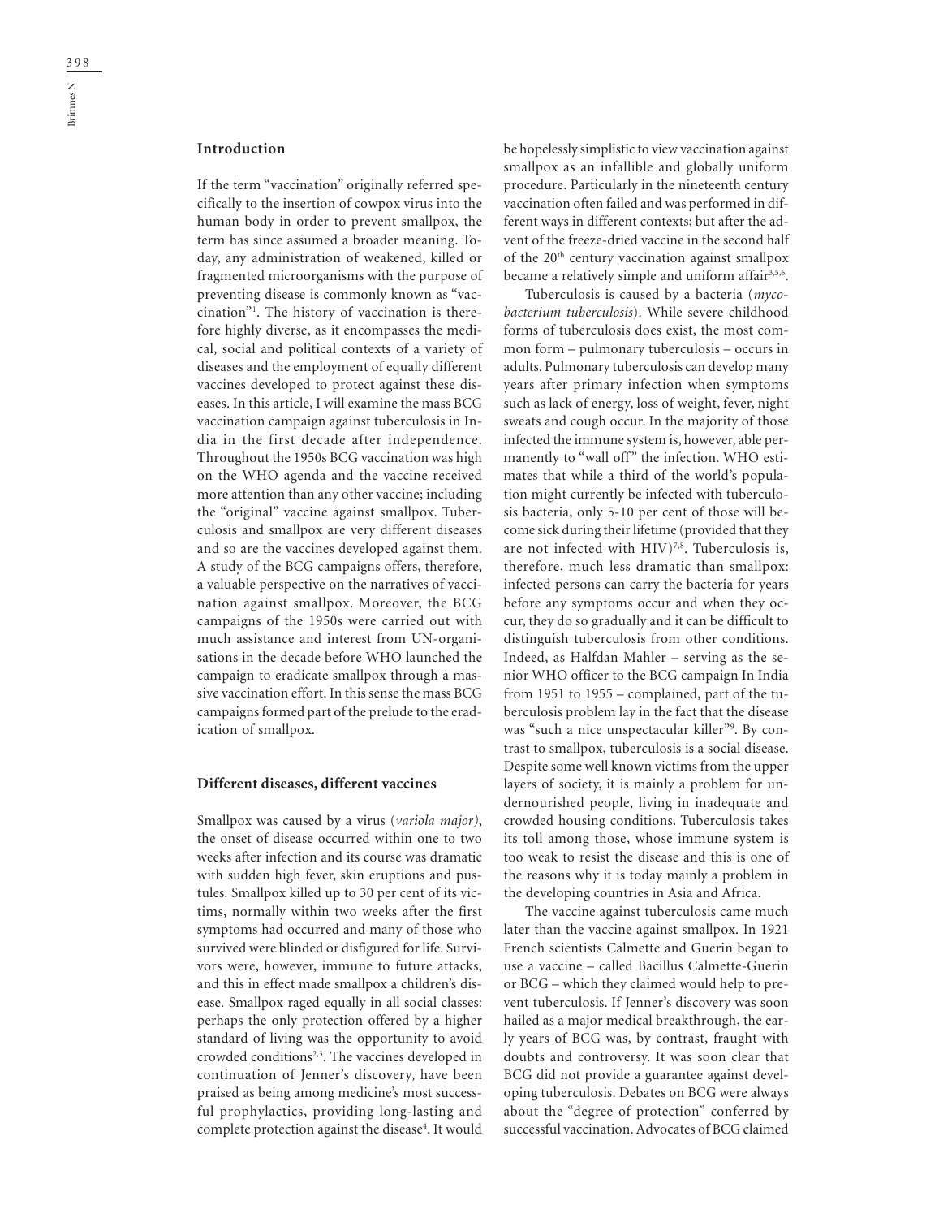## Introduction

If the term "vaccination" originally referred specifically to the insertion of cowpox virus into the human body in order to prevent smallpox, the term has since assumed a broader meaning. Today, any administration of weakened, killed or fragmented microorganisms with the purpose of preventing disease is commonly known as "vaccination"[1]. The history of vaccination is therefore highly diverse, as it encompasses the medical, social and political contexts of a variety of diseases and the employment of equally different vaccines developed to protect against these diseases. In this article, I will examine the mass BCG vaccination campaign against tuberculosis in India in the first decade after independence. Throughout the 1950s BCG vaccination was high on the WHO agenda and the vaccine received more attention than any other vaccine; including the "original" vaccine against smallpox. Tuberculosis and smallpox are very different diseases and so are the vaccines developed against them. A study of the BCG campaigns offers, therefore, a valuable perspective on the narratives of vaccination against smallpox. Moreover, the BCG campaigns of the 1950s were carried out with much assistance and interest from UN-organisations in the decade before WHO launched the campaign to eradicate smallpox through a massive vaccination effort. In this sense the mass BCG campaigns formed part of the prelude to the eradication of smallpox.

## Different diseases, different vaccines

Smallpox was caused by a virus (*variola major)*, the onset of disease occurred within one to two weeks after infection and its course was dramatic with sudden high fever, skin eruptions and pustules. Smallpox killed up to 30 per cent of its victims, normally within two weeks after the first symptoms had occurred and many of those who survived were blinded or disfigured for life. Survivors were, however, immune to future attacks, and this in effect made smallpox a children's disease. Smallpox raged equally in all social classes: perhaps the only protection offered by a higher standard of living was the opportunity to avoid crowded conditions[2,3]. The vaccines developed in continuation of Jenner's discovery, have been praised as being among medicine's most successful prophylactics, providing long-lasting and complete protection against the disease[4]. It would be hopelessly simplistic to view vaccination against smallpox as an infallible and globally uniform procedure. Particularly in the nineteenth century vaccination often failed and was performed in different ways in different contexts; but after the advent of the freeze-dried vaccine in the second half of the 20th century vaccination against smallpox became a relatively simple and uniform affair[3,5,6].

Tuberculosis is caused by a bacteria (*mycobacterium tuberculosis*). While severe childhood forms of tuberculosis does exist, the most common form – pulmonary tuberculosis – occurs in adults. Pulmonary tuberculosis can develop many years after primary infection when symptoms such as lack of energy, loss of weight, fever, night sweats and cough occur. In the majority of those infected the immune system is, however, able permanently to "wall off" the infection. WHO estimates that while a third of the world's population might currently be infected with tuberculosis bacteria, only 5-10 per cent of those will become sick during their lifetime (provided that they are not infected with HIV)[7,8]. Tuberculosis is, therefore, much less dramatic than smallpox: infected persons can carry the bacteria for years before any symptoms occur and when they occur, they do so gradually and it can be difficult to distinguish tuberculosis from other conditions. Indeed, as Halfdan Mahler – serving as the senior WHO officer to the BCG campaign In India from 1951 to 1955 – complained, part of the tuberculosis problem lay in the fact that the disease was "such a nice unspectacular killer"[9]. By contrast to smallpox, tuberculosis is a social disease. Despite some well known victims from the upper layers of society, it is mainly a problem for undernourished people, living in inadequate and crowded housing conditions. Tuberculosis takes its toll among those, whose immune system is too weak to resist the disease and this is one of the reasons why it is today mainly a problem in the developing countries in Asia and Africa.

The vaccine against tuberculosis came much later than the vaccine against smallpox. In 1921 French scientists Calmette and Guerin began to use a vaccine – called Bacillus Calmette-Guerin or BCG – which they claimed would help to prevent tuberculosis. If Jenner's discovery was soon hailed as a major medical breakthrough, the early years of BCG was, by contrast, fraught with doubts and controversy. It was soon clear that BCG did not provide a guarantee against developing tuberculosis. Debates on BCG were always about the "degree of protection" conferred by successful vaccination. Advocates of BCG claimed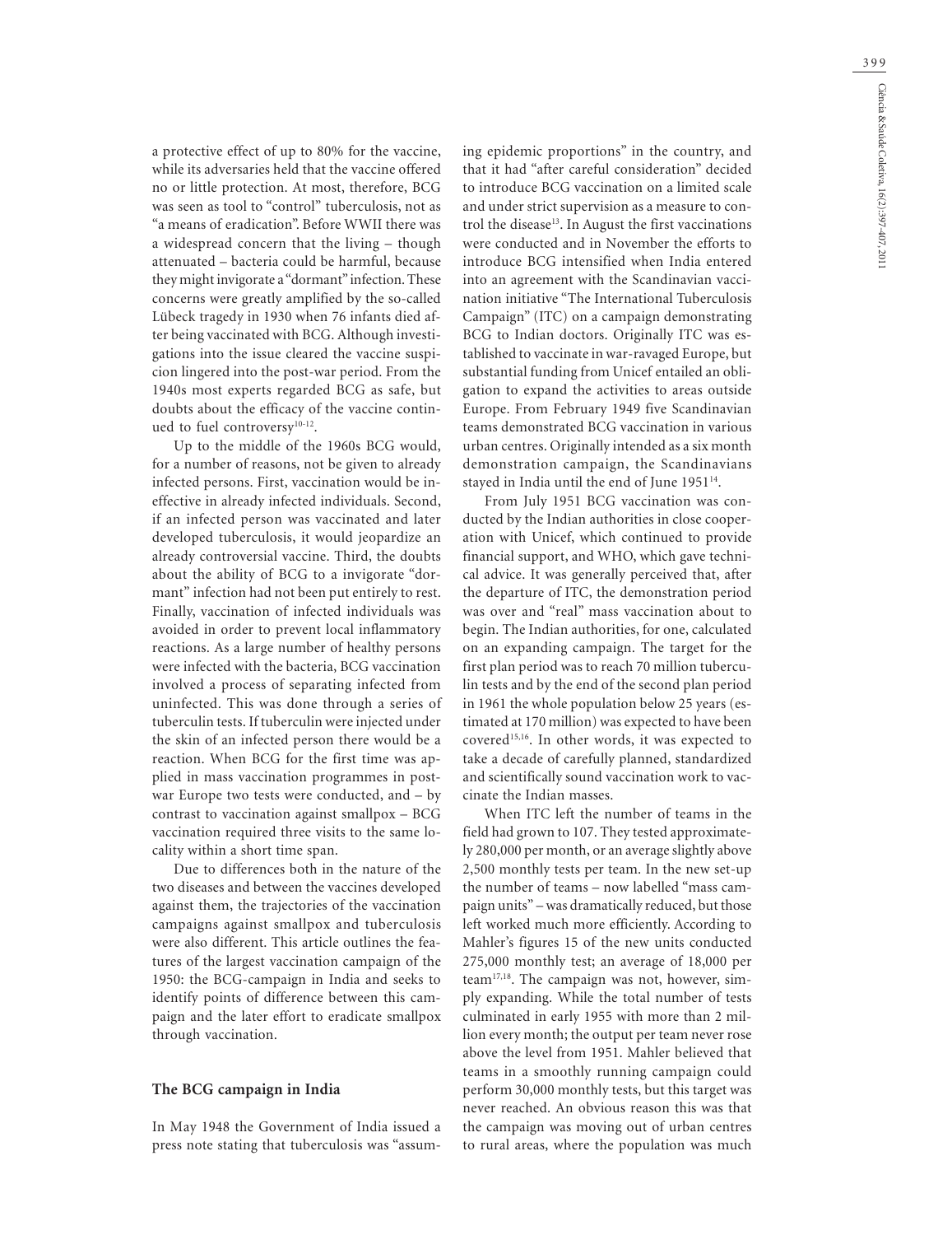a protective effect of up to 80% for the vaccine, while its adversaries held that the vaccine offered no or little protection. At most, therefore, BCG was seen as tool to "control" tuberculosis, not as "a means of eradication". Before WWII there was a widespread concern that the living – though attenuated – bacteria could be harmful, because they might invigorate a "dormant" infection. These concerns were greatly amplified by the so-called Lübeck tragedy in 1930 when 76 infants died after being vaccinated with BCG. Although investigations into the issue cleared the vaccine suspicion lingered into the post-war period. From the 1940s most experts regarded BCG as safe, but doubts about the efficacy of the vaccine continued to fuel controversy[10-12].

Up to the middle of the 1960s BCG would, for a number of reasons, not be given to already infected persons. First, vaccination would be ineffective in already infected individuals. Second, if an infected person was vaccinated and later developed tuberculosis, it would jeopardize an already controversial vaccine. Third, the doubts about the ability of BCG to a invigorate "dormant" infection had not been put entirely to rest. Finally, vaccination of infected individuals was avoided in order to prevent local inflammatory reactions. As a large number of healthy persons were infected with the bacteria, BCG vaccination involved a process of separating infected from uninfected. This was done through a series of tuberculin tests. If tuberculin were injected under the skin of an infected person there would be a reaction. When BCG for the first time was applied in mass vaccination programmes in post-war Europe two tests were conducted, and – by contrast to vaccination against smallpox – BCG vaccination required three visits to the same locality within a short time span.

Due to differences both in the nature of the two diseases and between the vaccines developed against them, the trajectories of the vaccination campaigns against smallpox and tuberculosis were also different. This article outlines the features of the largest vaccination campaign of the 1950: the BCG-campaign in India and seeks to identify points of difference between this campaign and the later effort to eradicate smallpox through vaccination.

## The BCG campaign in India

In May 1948 the Government of India issued a press note stating that tuberculosis was "assuming epidemic proportions" in the country, and that it had "after careful consideration" decided to introduce BCG vaccination on a limited scale and under strict supervision as a measure to control the disease[13]. In August the first vaccinations were conducted and in November the efforts to introduce BCG intensified when India entered into an agreement with the Scandinavian vaccination initiative "The International Tuberculosis Campaign" (ITC) on a campaign demonstrating BCG to Indian doctors. Originally ITC was established to vaccinate in war-ravaged Europe, but substantial funding from Unicef entailed an obligation to expand the activities to areas outside Europe. From February 1949 five Scandinavian teams demonstrated BCG vaccination in various urban centres. Originally intended as a six month demonstration campaign, the Scandinavians stayed in India until the end of June 1951[14].

From July 1951 BCG vaccination was conducted by the Indian authorities in close cooperation with Unicef, which continued to provide financial support, and WHO, which gave technical advice. It was generally perceived that, after the departure of ITC, the demonstration period was over and "real" mass vaccination about to begin. The Indian authorities, for one, calculated on an expanding campaign. The target for the first plan period was to reach 70 million tuberculin tests and by the end of the second plan period in 1961 the whole population below 25 years (estimated at 170 million) was expected to have been covered[15,16]. In other words, it was expected to take a decade of carefully planned, standardized and scientifically sound vaccination work to vaccinate the Indian masses.

When ITC left the number of teams in the field had grown to 107. They tested approximately 280,000 per month, or an average slightly above 2,500 monthly tests per team. In the new set-up the number of teams – now labelled "mass campaign units" – was dramatically reduced, but those left worked much more efficiently. According to Mahler's figures 15 of the new units conducted 275,000 monthly test; an average of 18,000 per team[17,18]. The campaign was not, however, simply expanding. While the total number of tests culminated in early 1955 with more than 2 million every month; the output per team never rose above the level from 1951. Mahler believed that teams in a smoothly running campaign could perform 30,000 monthly tests, but this target was never reached. An obvious reason this was that the campaign was moving out of urban centres to rural areas, where the population was much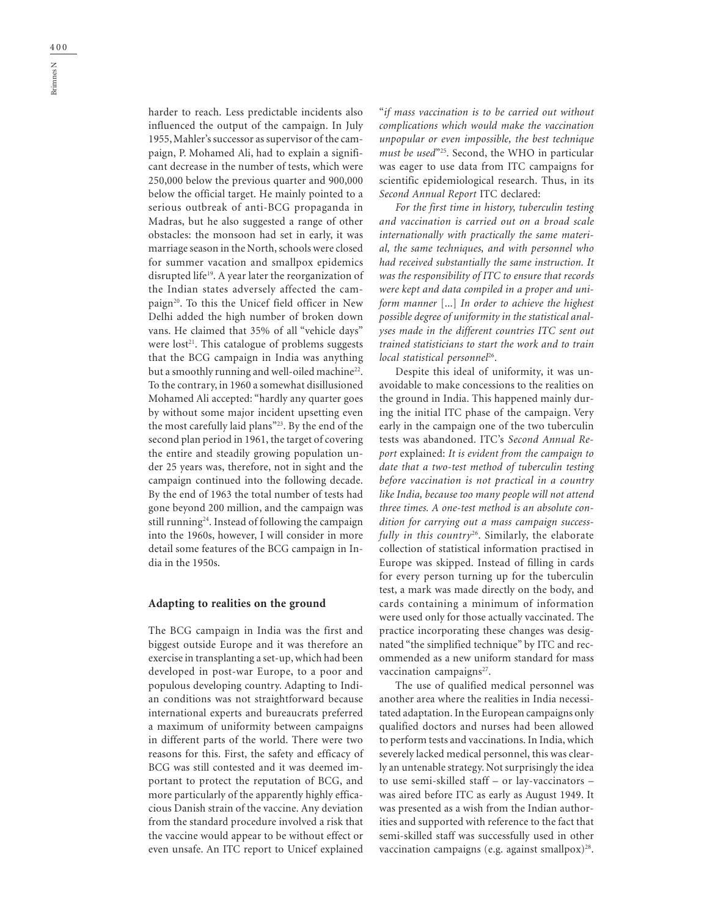harder to reach. Less predictable incidents also influenced the output of the campaign. In July 1955, Mahler's successor as supervisor of the campaign, P. Mohamed Ali, had to explain a significant decrease in the number of tests, which were 250,000 below the previous quarter and 900,000 below the official target. He mainly pointed to a serious outbreak of anti-BCG propaganda in Madras, but he also suggested a range of other obstacles: the monsoon had set in early, it was marriage season in the North, schools were closed for summer vacation and smallpox epidemics disrupted life[19]. A year later the reorganization of the Indian states adversely affected the campaign[20]. To this the Unicef field officer in New Delhi added the high number of broken down vans. He claimed that 35% of all "vehicle days" were lost[21]. This catalogue of problems suggests that the BCG campaign in India was anything but a smoothly running and well-oiled machine[22]. To the contrary, in 1960 a somewhat disillusioned Mohamed Ali accepted: "hardly any quarter goes by without some major incident upsetting even the most carefully laid plans"[23]. By the end of the second plan period in 1961, the target of covering the entire and steadily growing population under 25 years was, therefore, not in sight and the campaign continued into the following decade. By the end of 1963 the total number of tests had gone beyond 200 million, and the campaign was still running[24]. Instead of following the campaign into the 1960s, however, I will consider in more detail some features of the BCG campaign in India in the 1950s.

## Adapting to realities on the ground

The BCG campaign in India was the first and biggest outside Europe and it was therefore an exercise in transplanting a set-up, which had been developed in post-war Europe, to a poor and populous developing country. Adapting to Indian conditions was not straightforward because international experts and bureaucrats preferred a maximum of uniformity between campaigns in different parts of the world. There were two reasons for this. First, the safety and efficacy of BCG was still contested and it was deemed important to protect the reputation of BCG, and more particularly of the apparently highly efficacious Danish strain of the vaccine. Any deviation from the standard procedure involved a risk that the vaccine would appear to be without effect or even unsafe. An ITC report to Unicef explained "*if mass vaccination is to be carried out without complications which would make the vaccination unpopular or even impossible, the best technique must be used*"[25]. Second, the WHO in particular was eager to use data from ITC campaigns for scientific epidemiological research. Thus, in its *Second Annual Report* ITC declared:

*For the first time in history, tuberculin testing and vaccination is carried out on a broad scale internationally with practically the same material, the same techniques, and with personnel who had received substantially the same instruction. It was the responsibility of ITC to ensure that records were kept and data compiled in a proper and uniform manner* [...] *In order to achieve the highest possible degree of uniformity in the statistical analyses made in the different countries ITC sent out trained statisticians to start the work and to train local statistical personnel*[26].

Despite this ideal of uniformity, it was unavoidable to make concessions to the realities on the ground in India. This happened mainly during the initial ITC phase of the campaign. Very early in the campaign one of the two tuberculin tests was abandoned. ITC's *Second Annual Report* explained: *It is evident from the campaign to date that a two-test method of tuberculin testing before vaccination is not practical in a country like India, because too many people will not attend three times. A one-test method is an absolute condition for carrying out a mass campaign successfully in this country*[26]. Similarly, the elaborate collection of statistical information practised in Europe was skipped. Instead of filling in cards for every person turning up for the tuberculin test, a mark was made directly on the body, and cards containing a minimum of information were used only for those actually vaccinated. The practice incorporating these changes was designated "the simplified technique" by ITC and recommended as a new uniform standard for mass vaccination campaigns[27].

The use of qualified medical personnel was another area where the realities in India necessitated adaptation. In the European campaigns only qualified doctors and nurses had been allowed to perform tests and vaccinations. In India, which severely lacked medical personnel, this was clearly an untenable strategy. Not surprisingly the idea to use semi-skilled staff – or lay-vaccinators – was aired before ITC as early as August 1949. It was presented as a wish from the Indian authorities and supported with reference to the fact that semi-skilled staff was successfully used in other vaccination campaigns (e.g. against smallpox)[28].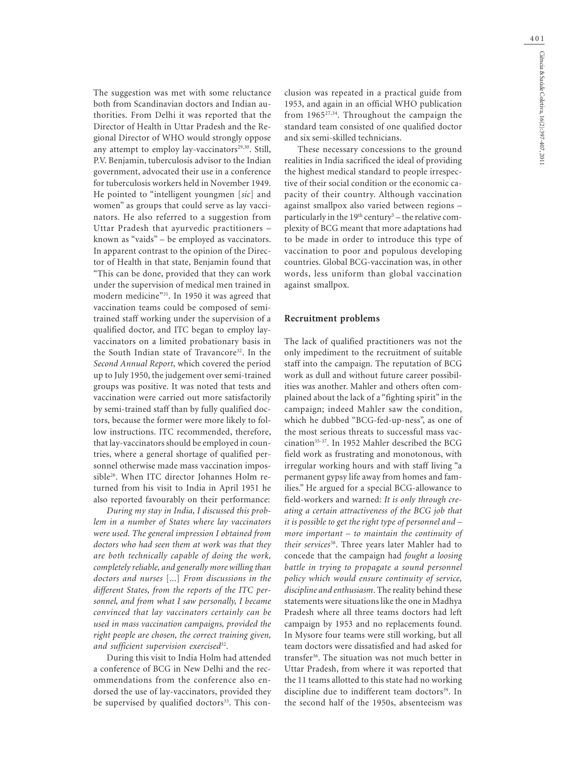The suggestion was met with some reluctance both from Scandinavian doctors and Indian authorities. From Delhi it was reported that the Director of Health in Uttar Pradesh and the Regional Director of WHO would strongly oppose any attempt to employ lay-vaccinators[29,30]. Still, P.V. Benjamin, tuberculosis advisor to the Indian government, advocated their use in a conference for tuberculosis workers held in November 1949. He pointed to "intelligent youngmen [*sic*] and women" as groups that could serve as lay vaccinators. He also referred to a suggestion from Uttar Pradesh that ayurvedic practitioners – known as "vaids" – be employed as vaccinators. In apparent contrast to the opinion of the Director of Health in that state, Benjamin found that "This can be done, provided that they can work under the supervision of medical men trained in modern medicine"[31]. In 1950 it was agreed that vaccination teams could be composed of semi-trained staff working under the supervision of a qualified doctor, and ITC began to employ lay-vaccinators on a limited probationary basis in the South Indian state of Travancore[32]. In the *Second Annual Report*, which covered the period up to July 1950, the judgement over semi-trained groups was positive. It was noted that tests and vaccination were carried out more satisfactorily by semi-trained staff than by fully qualified doctors, because the former were more likely to follow instructions. ITC recommended, therefore, that lay-vaccinators should be employed in countries, where a general shortage of qualified personnel otherwise made mass vaccination impossible[26]. When ITC director Johannes Holm returned from his visit to India in April 1951 he also reported favourably on their performance:

*During my stay in India, I discussed this problem in a number of States where lay vaccinators were used. The general impression I obtained from doctors who had seen them at work was that they are both technically capable of doing the work, completely reliable, and generally more willing than doctors and nurses* [...] *From discussions in the different States, from the reports of the ITC personnel, and from what I saw personally, I became convinced that lay vaccinators certainly can be used in mass vaccination campaigns, provided the right people are chosen, the correct training given, and sufficient supervision exercised*[32].

During this visit to India Holm had attended a conference of BCG in New Delhi and the recommendations from the conference also endorsed the use of lay-vaccinators, provided they be supervised by qualified doctors[33]. This conclusion was repeated in a practical guide from 1953, and again in an official WHO publication from 1965[27,34]. Throughout the campaign the standard team consisted of one qualified doctor and six semi-skilled technicians.

These necessary concessions to the ground realities in India sacrificed the ideal of providing the highest medical standard to people irrespective of their social condition or the economic capacity of their country. Although vaccination against smallpox also varied between regions – particularly in the 19th century[5] – the relative complexity of BCG meant that more adaptations had to be made in order to introduce this type of vaccination to poor and populous developing countries. Global BCG-vaccination was, in other words, less uniform than global vaccination against smallpox.

## Recruitment problems

The lack of qualified practitioners was not the only impediment to the recruitment of suitable staff into the campaign. The reputation of BCG work as dull and without future career possibilities was another. Mahler and others often complained about the lack of a "fighting spirit" in the campaign; indeed Mahler saw the condition, which he dubbed "BCG-fed-up-ness", as one of the most serious threats to successful mass vaccination[35-37]. In 1952 Mahler described the BCG field work as frustrating and monotonous, with irregular working hours and with staff living "a permanent gypsy life away from homes and families." He argued for a special BCG-allowance to field-workers and warned: *It is only through creating a certain attractiveness of the BCG job that it is possible to get the right type of personnel and – more important – to maintain the continuity of their services*[38]. Three years later Mahler had to concede that the campaign had *fought a loosing battle in trying to propagate a sound personnel policy which would ensure continuity of service, discipline and enthusiasm*. The reality behind these statements were situations like the one in Madhya Pradesh where all three teams doctors had left campaign by 1953 and no replacements found. In Mysore four teams were still working, but all team doctors were dissatisfied and had asked for transfer[36]. The situation was not much better in Uttar Pradesh, from where it was reported that the 11 teams allotted to this state had no working discipline due to indifferent team doctors[39]. In the second half of the 1950s, absenteeism was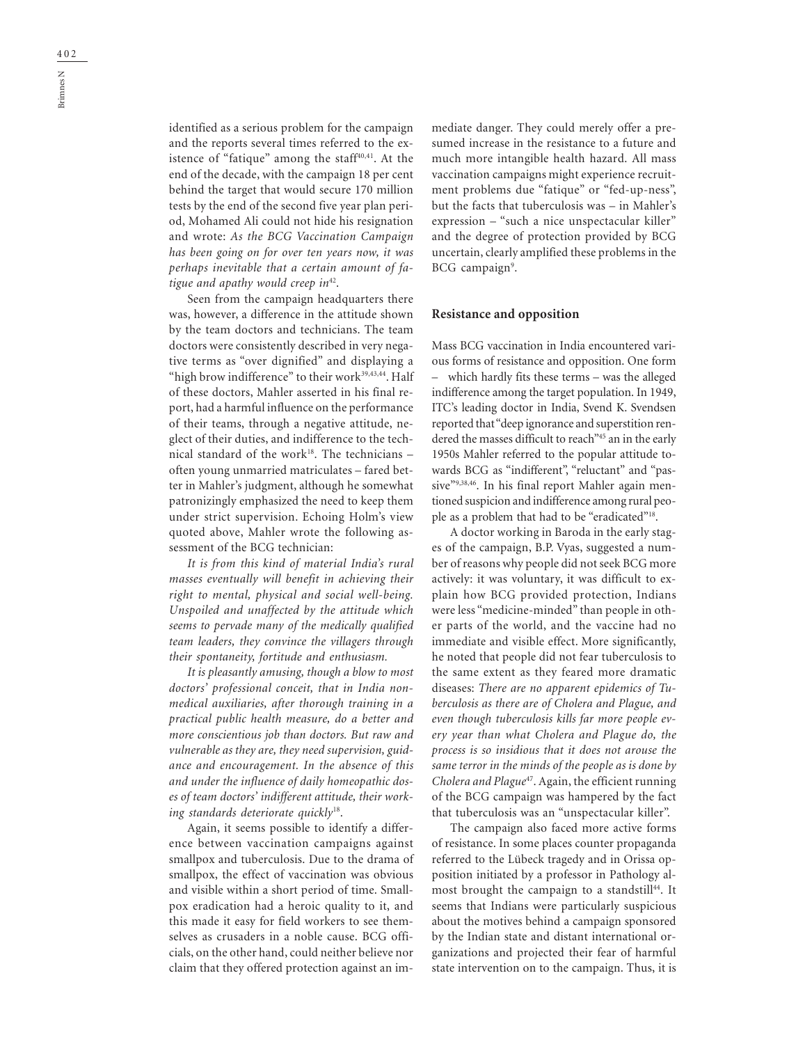identified as a serious problem for the campaign and the reports several times referred to the existence of "fatique" among the staff[40,41]. At the end of the decade, with the campaign 18 per cent behind the target that would secure 170 million tests by the end of the second five year plan period, Mohamed Ali could not hide his resignation and wrote: *As the BCG Vaccination Campaign has been going on for over ten years now, it was perhaps inevitable that a certain amount of fatigue and apathy would creep in*[42].

Seen from the campaign headquarters there was, however, a difference in the attitude shown by the team doctors and technicians. The team doctors were consistently described in very negative terms as "over dignified" and displaying a "high brow indifference" to their work[39,43,44]. Half of these doctors, Mahler asserted in his final report, had a harmful influence on the performance of their teams, through a negative attitude, neglect of their duties, and indifference to the technical standard of the work[18]. The technicians – often young unmarried matriculates – fared better in Mahler's judgment, although he somewhat patronizingly emphasized the need to keep them under strict supervision. Echoing Holm's view quoted above, Mahler wrote the following assessment of the BCG technician:

*It is from this kind of material India's rural masses eventually will benefit in achieving their right to mental, physical and social well-being. Unspoiled and unaffected by the attitude which seems to pervade many of the medically qualified team leaders, they convince the villagers through their spontaneity, fortitude and enthusiasm.*

*It is pleasantly amusing, though a blow to most doctors' professional conceit, that in India nonmedical auxiliaries, after thorough training in a practical public health measure, do a better and more conscientious job than doctors. But raw and vulnerable as they are, they need supervision, guidance and encouragement. In the absence of this and under the influence of daily homeopathic doses of team doctors' indifferent attitude, their working standards deteriorate quickly*[18].

Again, it seems possible to identify a difference between vaccination campaigns against smallpox and tuberculosis. Due to the drama of smallpox, the effect of vaccination was obvious and visible within a short period of time. Smallpox eradication had a heroic quality to it, and this made it easy for field workers to see themselves as crusaders in a noble cause. BCG officials, on the other hand, could neither believe nor claim that they offered protection against an immediate danger. They could merely offer a presumed increase in the resistance to a future and much more intangible health hazard. All mass vaccination campaigns might experience recruitment problems due "fatique" or "fed-up-ness", but the facts that tuberculosis was – in Mahler's expression – "such a nice unspectacular killer" and the degree of protection provided by BCG uncertain, clearly amplified these problems in the BCG campaign[9].

## Resistance and opposition

Mass BCG vaccination in India encountered various forms of resistance and opposition. One form – which hardly fits these terms – was the alleged indifference among the target population. In 1949, ITC's leading doctor in India, Svend K. Svendsen reported that "deep ignorance and superstition rendered the masses difficult to reach"[45] an in the early 1950s Mahler referred to the popular attitude towards BCG as "indifferent", "reluctant" and "passive"[9,38,46]. In his final report Mahler again mentioned suspicion and indifference among rural people as a problem that had to be "eradicated"[18].

A doctor working in Baroda in the early stages of the campaign, B.P. Vyas, suggested a number of reasons why people did not seek BCG more actively: it was voluntary, it was difficult to explain how BCG provided protection, Indians were less "medicine-minded" than people in other parts of the world, and the vaccine had no immediate and visible effect. More significantly, he noted that people did not fear tuberculosis to the same extent as they feared more dramatic diseases: *There are no apparent epidemics of Tuberculosis as there are of Cholera and Plague, and even though tuberculosis kills far more people every year than what Cholera and Plague do, the process is so insidious that it does not arouse the same terror in the minds of the people as is done by Cholera and Plague*[47]. Again, the efficient running of the BCG campaign was hampered by the fact that tuberculosis was an "unspectacular killer".

The campaign also faced more active forms of resistance. In some places counter propaganda referred to the Lübeck tragedy and in Orissa opposition initiated by a professor in Pathology almost brought the campaign to a standstill[44]. It seems that Indians were particularly suspicious about the motives behind a campaign sponsored by the Indian state and distant international organizations and projected their fear of harmful state intervention on to the campaign. Thus, it is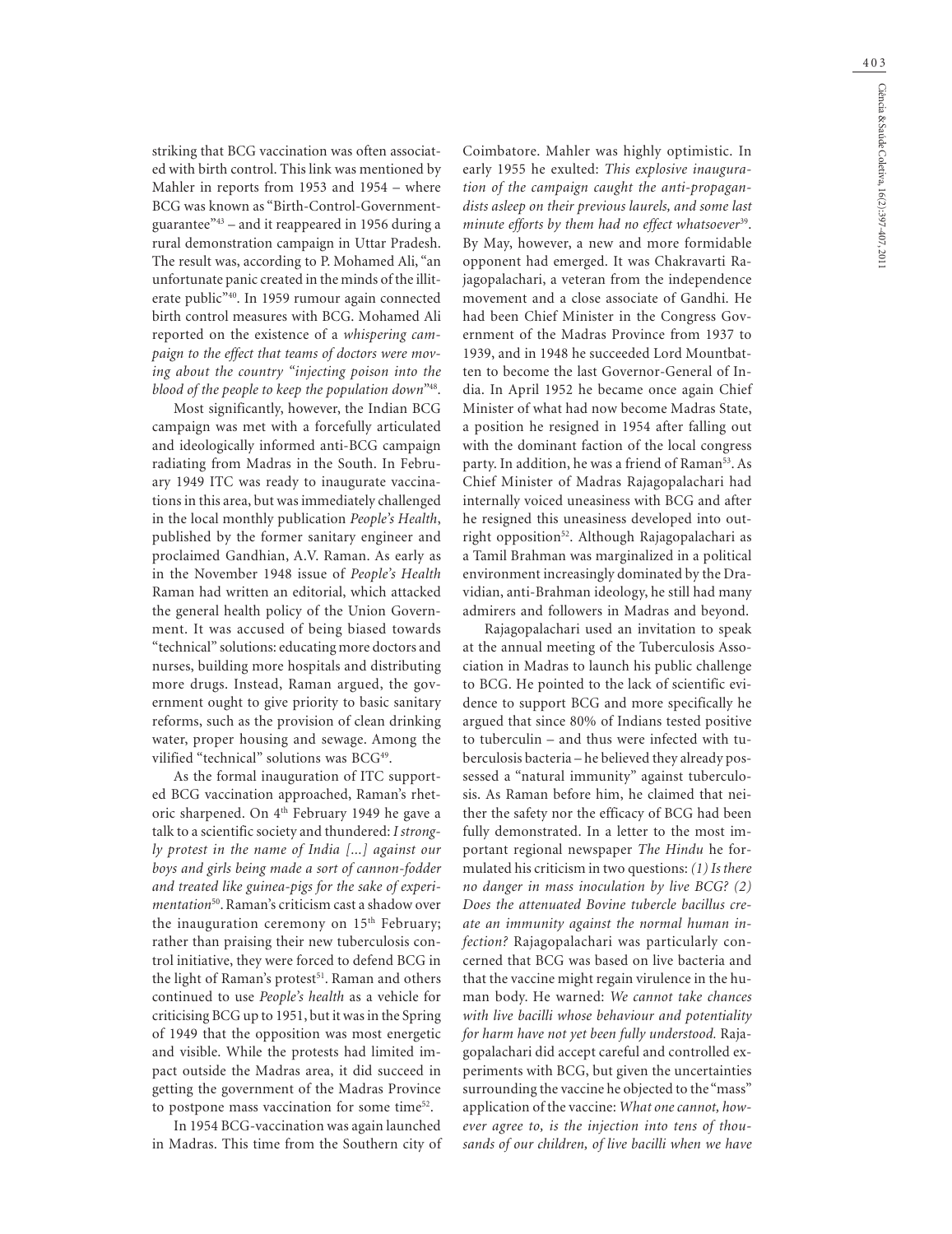striking that BCG vaccination was often associated with birth control. This link was mentioned by Mahler in reports from 1953 and 1954 – where BCG was known as "Birth-Control-Government-guarantee"[43] – and it reappeared in 1956 during a rural demonstration campaign in Uttar Pradesh. The result was, according to P. Mohamed Ali, "an unfortunate panic created in the minds of the illiterate public"[40]. In 1959 rumour again connected birth control measures with BCG. Mohamed Ali reported on the existence of a *whispering campaign to the effect that teams of doctors were moving about the country "injecting poison into the blood of the people to keep the population down"*[48].

Most significantly, however, the Indian BCG campaign was met with a forcefully articulated and ideologically informed anti-BCG campaign radiating from Madras in the South. In February 1949 ITC was ready to inaugurate vaccinations in this area, but was immediately challenged in the local monthly publication *People's Health*, published by the former sanitary engineer and proclaimed Gandhian, A.V. Raman. As early as in the November 1948 issue of *People's Health* Raman had written an editorial, which attacked the general health policy of the Union Government. It was accused of being biased towards "technical" solutions: educating more doctors and nurses, building more hospitals and distributing more drugs. Instead, Raman argued, the government ought to give priority to basic sanitary reforms, such as the provision of clean drinking water, proper housing and sewage. Among the vilified "technical" solutions was BCG[49].

As the formal inauguration of ITC supported BCG vaccination approached, Raman's rhetoric sharpened. On 4th February 1949 he gave a talk to a scientific society and thundered: *I strongly protest in the name of India [...] against our boys and girls being made a sort of cannon-fodder and treated like guinea-pigs for the sake of experimentation*[50]. Raman's criticism cast a shadow over the inauguration ceremony on 15th February; rather than praising their new tuberculosis control initiative, they were forced to defend BCG in the light of Raman's protest[51]. Raman and others continued to use *People's health* as a vehicle for criticising BCG up to 1951, but it was in the Spring of 1949 that the opposition was most energetic and visible. While the protests had limited impact outside the Madras area, it did succeed in getting the government of the Madras Province to postpone mass vaccination for some time[52].

In 1954 BCG-vaccination was again launched in Madras. This time from the Southern city of Coimbatore. Mahler was highly optimistic. In early 1955 he exulted: *This explosive inauguration of the campaign caught the anti-propagandists asleep on their previous laurels, and some last minute efforts by them had no effect whatsoever*[39]. By May, however, a new and more formidable opponent had emerged. It was Chakravarti Rajagopalachari, a veteran from the independence movement and a close associate of Gandhi. He had been Chief Minister in the Congress Government of the Madras Province from 1937 to 1939, and in 1948 he succeeded Lord Mountbatten to become the last Governor-General of India. In April 1952 he became once again Chief Minister of what had now become Madras State, a position he resigned in 1954 after falling out with the dominant faction of the local congress party. In addition, he was a friend of Raman[53]. As Chief Minister of Madras Rajagopalachari had internally voiced uneasiness with BCG and after he resigned this uneasiness developed into outright opposition[52]. Although Rajagopalachari as a Tamil Brahman was marginalized in a political environment increasingly dominated by the Dravidian, anti-Brahman ideology, he still had many admirers and followers in Madras and beyond.

Rajagopalachari used an invitation to speak at the annual meeting of the Tuberculosis Association in Madras to launch his public challenge to BCG. He pointed to the lack of scientific evidence to support BCG and more specifically he argued that since 80% of Indians tested positive to tuberculin – and thus were infected with tuberculosis bacteria – he believed they already possessed a "natural immunity" against tuberculosis. As Raman before him, he claimed that neither the safety nor the efficacy of BCG had been fully demonstrated. In a letter to the most important regional newspaper *The Hindu* he formulated his criticism in two questions: *(1) Is there no danger in mass inoculation by live BCG? (2) Does the attenuated Bovine tubercle bacillus create an immunity against the normal human infection?* Rajagopalachari was particularly concerned that BCG was based on live bacteria and that the vaccine might regain virulence in the human body. He warned: *We cannot take chances with live bacilli whose behaviour and potentiality for harm have not yet been fully understood.* Rajagopalachari did accept careful and controlled experiments with BCG, but given the uncertainties surrounding the vaccine he objected to the "mass" application of the vaccine: *What one cannot, however agree to, is the injection into tens of thousands of our children, of live bacilli when we have*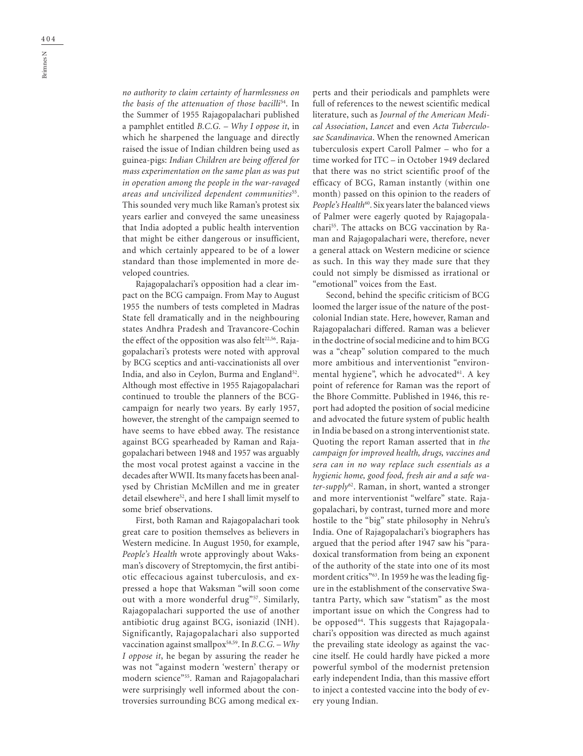*no authority to claim certainty of harmlessness on the basis of the attenuation of those bacilli*[54]. In the Summer of 1955 Rajagopalachari published a pamphlet entitled *B.C.G. – Why I oppose it*, in which he sharpened the language and directly raised the issue of Indian children being used as guinea-pigs: *Indian Children are being offered for mass experimentation on the same plan as was put in operation among the people in the war-ravaged areas and uncivilized dependent communities*[55]. This sounded very much like Raman's protest six years earlier and conveyed the same uneasiness that India adopted a public health intervention that might be either dangerous or insufficient, and which certainly appeared to be of a lower standard than those implemented in more developed countries.

Rajagopalachari's opposition had a clear impact on the BCG campaign. From May to August 1955 the numbers of tests completed in Madras State fell dramatically and in the neighbouring states Andhra Pradesh and Travancore-Cochin the effect of the opposition was also felt[22,56]. Rajagopalachari's protests were noted with approval by BCG sceptics and anti-vaccinationists all over India, and also in Ceylon, Burma and England[52]. Although most effective in 1955 Rajagopalachari continued to trouble the planners of the BCG-campaign for nearly two years. By early 1957, however, the strenght of the campaign seemed to have seems to have ebbed away. The resistance against BCG spearheaded by Raman and Rajagopalachari between 1948 and 1957 was arguably the most vocal protest against a vaccine in the decades after WWII. Its many facets has been analysed by Christian McMillen and me in greater detail elsewhere[52], and here I shall limit myself to some brief observations.

First, both Raman and Rajagopalachari took great care to position themselves as believers in Western medicine. In August 1950, for example, *People's Health* wrote approvingly about Waksman's discovery of Streptomycin, the first antibiotic effecacious against tuberculosis, and expressed a hope that Waksman "will soon come out with a more wonderful drug"[57]. Similarly, Rajagopalachari supported the use of another antibiotic drug against BCG, isoniazid (INH). Significantly, Rajagopalachari also supported vaccination against smallpox[58,59]. In *B.C.G. – Why I oppose it*, he began by assuring the reader he was not "against modern 'western' therapy or modern science"[55]. Raman and Rajagopalachari were surprisingly well informed about the controversies surrounding BCG among medical experts and their periodicals and pamphlets were full of references to the newest scientific medical literature, such as *Journal of the American Medical Association*, *Lancet* and even *Acta Tuberculosae Scandinavica*. When the renowned American tuberculosis expert Caroll Palmer – who for a time worked for ITC – in October 1949 declared that there was no strict scientific proof of the efficacy of BCG, Raman instantly (within one month) passed on this opinion to the readers of *People's Health*[60]. Six years later the balanced views of Palmer were eagerly quoted by Rajagopalachari[55]. The attacks on BCG vaccination by Raman and Rajagopalachari were, therefore, never a general attack on Western medicine or science as such. In this way they made sure that they could not simply be dismissed as irrational or "emotional" voices from the East.

Second, behind the specific criticism of BCG loomed the larger issue of the nature of the postcolonial Indian state. Here, however, Raman and Rajagopalachari differed. Raman was a believer in the doctrine of social medicine and to him BCG was a "cheap" solution compared to the much more ambitious and interventionist "environmental hygiene", which he advocated[61]. A key point of reference for Raman was the report of the Bhore Committe. Published in 1946, this report had adopted the position of social medicine and advocated the future system of public health in India be based on a strong interventionist state. Quoting the report Raman asserted that in *the campaign for improved health, drugs, vaccines and sera can in no way replace such essentials as a hygienic home, good food, fresh air and a safe water-supply*[62]. Raman, in short, wanted a stronger and more interventionist "welfare" state. Rajagopalachari, by contrast, turned more and more hostile to the "big" state philosophy in Nehru's India. One of Rajagopalachari's biographers has argued that the period after 1947 saw his "paradoxical transformation from being an exponent of the authority of the state into one of its most mordent critics"[63]. In 1959 he was the leading figure in the establishment of the conservative Swatantra Party, which saw "statism" as the most important issue on which the Congress had to be opposed[64]. This suggests that Rajagopalachari's opposition was directed as much against the prevailing state ideology as against the vaccine itself. He could hardly have picked a more powerful symbol of the modernist pretension early independent India, than this massive effort to inject a contested vaccine into the body of every young Indian.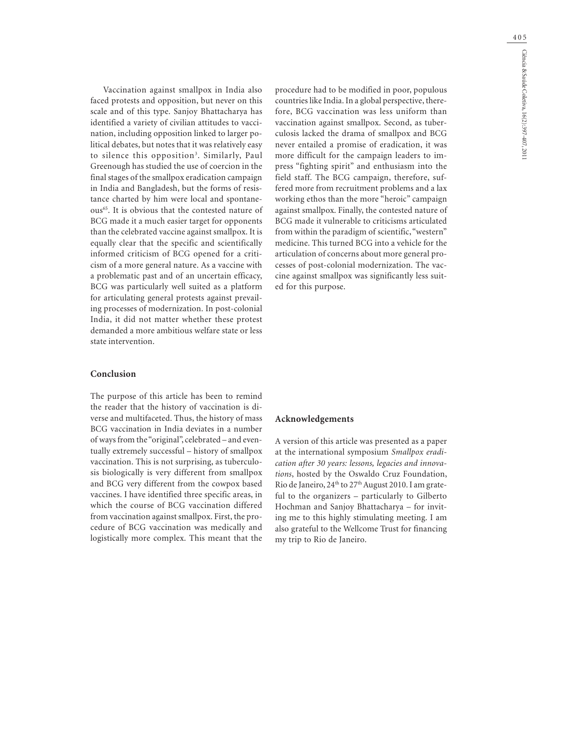Vaccination against smallpox in India also faced protests and opposition, but never on this scale and of this type. Sanjoy Bhattacharya has identified a variety of civilian attitudes to vaccination, including opposition linked to larger political debates, but notes that it was relatively easy to silence this opposition[3]. Similarly, Paul Greenough has studied the use of coercion in the final stages of the smallpox eradication campaign in India and Bangladesh, but the forms of resistance charted by him were local and spontaneous[65]. It is obvious that the contested nature of BCG made it a much easier target for opponents than the celebrated vaccine against smallpox. It is equally clear that the specific and scientifically informed criticism of BCG opened for a criticism of a more general nature. As a vaccine with a problematic past and of an uncertain efficacy, BCG was particularly well suited as a platform for articulating general protests against prevailing processes of modernization. In post-colonial India, it did not matter whether these protest demanded a more ambitious welfare state or less state intervention.

## Conclusion

The purpose of this article has been to remind the reader that the history of vaccination is diverse and multifaceted. Thus, the history of mass BCG vaccination in India deviates in a number of ways from the "original", celebrated – and eventually extremely successful – history of smallpox vaccination. This is not surprising, as tuberculosis biologically is very different from smallpox and BCG very different from the cowpox based vaccines. I have identified three specific areas, in which the course of BCG vaccination differed from vaccination against smallpox. First, the procedure of BCG vaccination was medically and logistically more complex. This meant that the procedure had to be modified in poor, populous countries like India. In a global perspective, therefore, BCG vaccination was less uniform than vaccination against smallpox. Second, as tuberculosis lacked the drama of smallpox and BCG never entailed a promise of eradication, it was more difficult for the campaign leaders to impress "fighting spirit" and enthusiasm into the field staff. The BCG campaign, therefore, suffered more from recruitment problems and a lax working ethos than the more "heroic" campaign against smallpox. Finally, the contested nature of BCG made it vulnerable to criticisms articulated from within the paradigm of scientific, "western" medicine. This turned BCG into a vehicle for the articulation of concerns about more general processes of post-colonial modernization. The vaccine against smallpox was significantly less suited for this purpose.

## Acknowledgements

A version of this article was presented as a paper at the international symposium *Smallpox eradication after 30 years: lessons, legacies and innovations*, hosted by the Oswaldo Cruz Foundation, Rio de Janeiro, 24th to 27th August 2010. I am grateful to the organizers – particularly to Gilberto Hochman and Sanjoy Bhattacharya – for inviting me to this highly stimulating meeting. I am also grateful to the Wellcome Trust for financing my trip to Rio de Janeiro.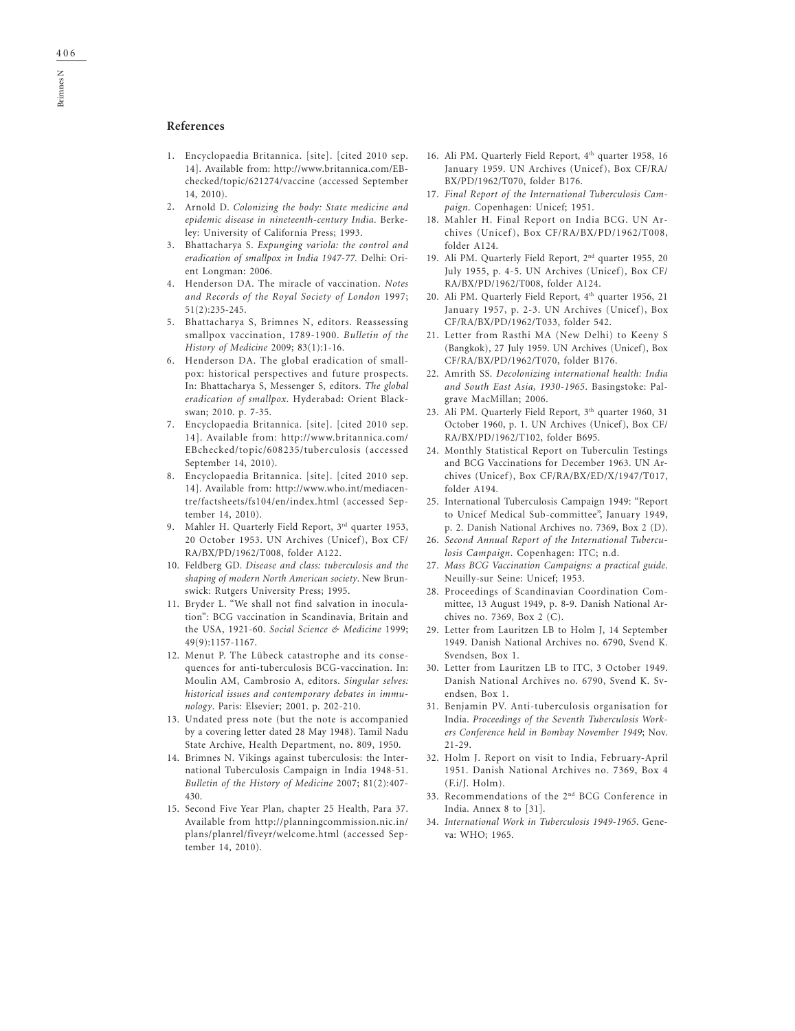## References

1. Encyclopaedia Britannica. [site]. [cited 2010 sep. 14]. Available from: http://www.britannica.com/EB-checked/topic/621274/vaccine (accessed September 14, 2010).
2. Arnold D. *Colonizing the body: State medicine and epidemic disease in nineteenth-century India*. Berkeley: University of California Press; 1993.
3. Bhattacharya S. *Expunging variola: the control and eradication of smallpox in India 1947-77*. Delhi: Orient Longman: 2006.
4. Henderson DA. The miracle of vaccination. *Notes and Records of the Royal Society of London* 1997; 51(2):235-245.
5. Bhattacharya S, Brimnes N, editors. Reassessing smallpox vaccination, 1789-1900. *Bulletin of the History of Medicine* 2009; 83(1):1-16.
6. Henderson DA. The global eradication of smallpox: historical perspectives and future prospects. In: Bhattacharya S, Messenger S, editors. *The global eradication of smallpox*. Hyderabad: Orient Blackswan; 2010. p. 7-35.
7. Encyclopaedia Britannica. [site]. [cited 2010 sep. 14]. Available from: http://www.britannica.com/EBchecked/topic/608235/tuberculosis (accessed September 14, 2010).
8. Encyclopaedia Britannica. [site]. [cited 2010 sep. 14]. Available from: http://www.who.int/mediacentre/factsheets/fs104/en/index.html (accessed September 14, 2010).
9. Mahler H. Quarterly Field Report, 3rd quarter 1953, 20 October 1953. UN Archives (Unicef), Box CF/RA/BX/PD/1962/T008, folder A122.
10. Feldberg GD. *Disease and class: tuberculosis and the shaping of modern North American society*. New Brunswick: Rutgers University Press; 1995.
11. Bryder L. "We shall not find salvation in inoculation": BCG vaccination in Scandinavia, Britain and the USA, 1921-60. *Social Science & Medicine* 1999; 49(9):1157-1167.
12. Menut P. The Lübeck catastrophe and its consequences for anti-tuberculosis BCG-vaccination. In: Moulin AM, Cambrosio A, editors. *Singular selves: historical issues and contemporary debates in immunology*. Paris: Elsevier; 2001. p. 202-210.
13. Undated press note (but the note is accompanied by a covering letter dated 28 May 1948). Tamil Nadu State Archive, Health Department, no. 809, 1950.
14. Brimnes N. Vikings against tuberculosis: the International Tuberculosis Campaign in India 1948-51. *Bulletin of the History of Medicine* 2007; 81(2):407-430.
15. Second Five Year Plan, chapter 25 Health, Para 37. Available from http://planningcommission.nic.in/plans/planrel/fiveyr/welcome.html (accessed September 14, 2010).
16. Ali PM. Quarterly Field Report, 4th quarter 1958, 16 January 1959. UN Archives (Unicef), Box CF/RA/BX/PD/1962/T070, folder B176.
17. *Final Report of the International Tuberculosis Campaign*. Copenhagen: Unicef; 1951.
18. Mahler H. Final Report on India BCG. UN Archives (Unicef), Box CF/RA/BX/PD/1962/T008, folder A124.
19. Ali PM. Quarterly Field Report, 2nd quarter 1955, 20 July 1955, p. 4-5. UN Archives (Unicef), Box CF/RA/BX/PD/1962/T008, folder A124.
20. Ali PM. Quarterly Field Report, 4th quarter 1956, 21 January 1957, p. 2-3. UN Archives (Unicef), Box CF/RA/BX/PD/1962/T033, folder 542.
21. Letter from Rasthi MA (New Delhi) to Keeny S (Bangkok), 27 July 1959. UN Archives (Unicef), Box CF/RA/BX/PD/1962/T070, folder B176.
22. Amrith SS. *Decolonizing international health: India and South East Asia, 1930-1965*. Basingstoke: Palgrave MacMillan; 2006.
23. Ali PM. Quarterly Field Report, 3th quarter 1960, 31 October 1960, p. 1. UN Archives (Unicef), Box CF/RA/BX/PD/1962/T102, folder B695.
24. Monthly Statistical Report on Tuberculin Testings and BCG Vaccinations for December 1963. UN Archives (Unicef), Box CF/RA/BX/ED/X/1947/T017, folder A194.
25. International Tuberculosis Campaign 1949: "Report to Unicef Medical Sub-committee", January 1949, p. 2. Danish National Archives no. 7369, Box 2 (D).
26. *Second Annual Report of the International Tuberculosis Campaign*. Copenhagen: ITC; n.d.
27. *Mass BCG Vaccination Campaigns: a practical guide*. Neuilly-sur Seine: Unicef; 1953.
28. Proceedings of Scandinavian Coordination Committee, 13 August 1949, p. 8-9. Danish National Archives no. 7369, Box 2 (C).
29. Letter from Lauritzen LB to Holm J, 14 September 1949. Danish National Archives no. 6790, Svend K. Svendsen, Box 1.
30. Letter from Lauritzen LB to ITC, 3 October 1949. Danish National Archives no. 6790, Svend K. Svendsen, Box 1.
31. Benjamin PV. Anti-tuberculosis organisation for India. *Proceedings of the Seventh Tuberculosis Workers Conference held in Bombay November 1949*; Nov. 21-29.
32. Holm J. Report on visit to India, February-April 1951. Danish National Archives no. 7369, Box 4 (F.i/J. Holm).
33. Recommendations of the 2nd BCG Conference in India. Annex 8 to [31].
34. *International Work in Tuberculosis 1949-1965*. Geneva: WHO; 1965.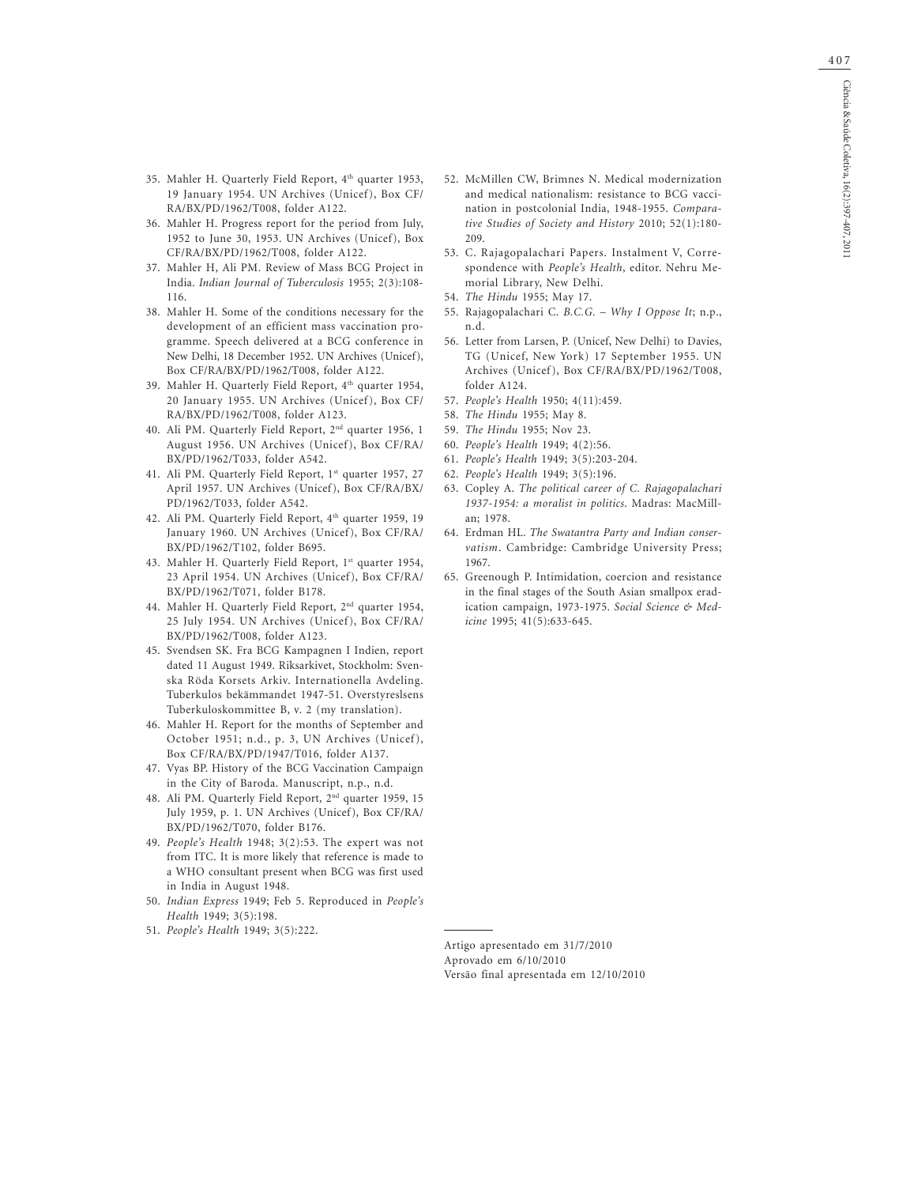35. Mahler H. Quarterly Field Report, 4th quarter 1953, 19 January 1954. UN Archives (Unicef), Box CF/RA/BX/PD/1962/T008, folder A122.
36. Mahler H. Progress report for the period from July, 1952 to June 30, 1953. UN Archives (Unicef), Box CF/RA/BX/PD/1962/T008, folder A122.
37. Mahler H, Ali PM. Review of Mass BCG Project in India. *Indian Journal of Tuberculosis* 1955; 2(3):108-116.
38. Mahler H. Some of the conditions necessary for the development of an efficient mass vaccination programme. Speech delivered at a BCG conference in New Delhi, 18 December 1952. UN Archives (Unicef), Box CF/RA/BX/PD/1962/T008, folder A122.
39. Mahler H. Quarterly Field Report, 4th quarter 1954, 20 January 1955. UN Archives (Unicef), Box CF/RA/BX/PD/1962/T008, folder A123.
40. Ali PM. Quarterly Field Report, 2nd quarter 1956, 1 August 1956. UN Archives (Unicef), Box CF/RA/BX/PD/1962/T033, folder A542.
41. Ali PM. Quarterly Field Report, 1st quarter 1957, 27 April 1957. UN Archives (Unicef), Box CF/RA/BX/PD/1962/T033, folder A542.
42. Ali PM. Quarterly Field Report, 4th quarter 1959, 19 January 1960. UN Archives (Unicef), Box CF/RA/BX/PD/1962/T102, folder B695.
43. Mahler H. Quarterly Field Report, 1st quarter 1954, 23 April 1954. UN Archives (Unicef), Box CF/RA/BX/PD/1962/T071, folder B178.
44. Mahler H. Quarterly Field Report, 2nd quarter 1954, 25 July 1954. UN Archives (Unicef), Box CF/RA/BX/PD/1962/T008, folder A123.
45. Svendsen SK. Fra BCG Kampagnen I Indien, report dated 11 August 1949. Riksarkivet, Stockholm: Svenska Röda Korsets Arkiv. Internationella Avdeling. Tuberkulos bekämmandet 1947-51. Overstyreslsens Tuberkuloskommittee B, v. 2 (my translation).
46. Mahler H. Report for the months of September and October 1951; n.d., p. 3, UN Archives (Unicef), Box CF/RA/BX/PD/1947/T016, folder A137.
47. Vyas BP. History of the BCG Vaccination Campaign in the City of Baroda. Manuscript, n.p., n.d.
48. Ali PM. Quarterly Field Report, 2nd quarter 1959, 15 July 1959, p. 1. UN Archives (Unicef), Box CF/RA/BX/PD/1962/T070, folder B176.
49. *People's Health* 1948; 3(2):53. The expert was not from ITC. It is more likely that reference is made to a WHO consultant present when BCG was first used in India in August 1948.
50. *Indian Express* 1949; Feb 5. Reproduced in *People's Health* 1949; 3(5):198.
51. *People's Health* 1949; 3(5):222.
52. McMillen CW, Brimnes N. Medical modernization and medical nationalism: resistance to BCG vaccination in postcolonial India, 1948-1955. *Comparative Studies of Society and History* 2010; 52(1):180-209.
53. C. Rajagopalachari Papers. Instalment V, Correspondence with *People's Health*, editor. Nehru Memorial Library, New Delhi.
54. *The Hindu* 1955; May 17.
55. Rajagopalachari C. *B.C.G. – Why I Oppose It*; n.p., n.d.
56. Letter from Larsen, P. (Unicef, New Delhi) to Davies, TG (Unicef, New York) 17 September 1955. UN Archives (Unicef), Box CF/RA/BX/PD/1962/T008, folder A124.
57. *People's Health* 1950; 4(11):459.
58. *The Hindu* 1955; May 8.
59. *The Hindu* 1955; Nov 23.
60. *People's Health* 1949; 4(2):56.
61. *People's Health* 1949; 3(5):203-204.
62. *People's Health* 1949; 3(5):196.
63. Copley A. *The political career of C. Rajagopalachari 1937-1954: a moralist in politics*. Madras: MacMillan; 1978.
64. Erdman HL. *The Swatantra Party and Indian conservatism*. Cambridge: Cambridge University Press; 1967.
65. Greenough P. Intimidation, coercion and resistance in the final stages of the South Asian smallpox eradication campaign, 1973-1975. *Social Science & Medicine* 1995; 41(5):633-645.

Artigo apresentado em 31/7/2010
Aprovado em 6/10/2010
Versão final apresentada em 12/10/2010